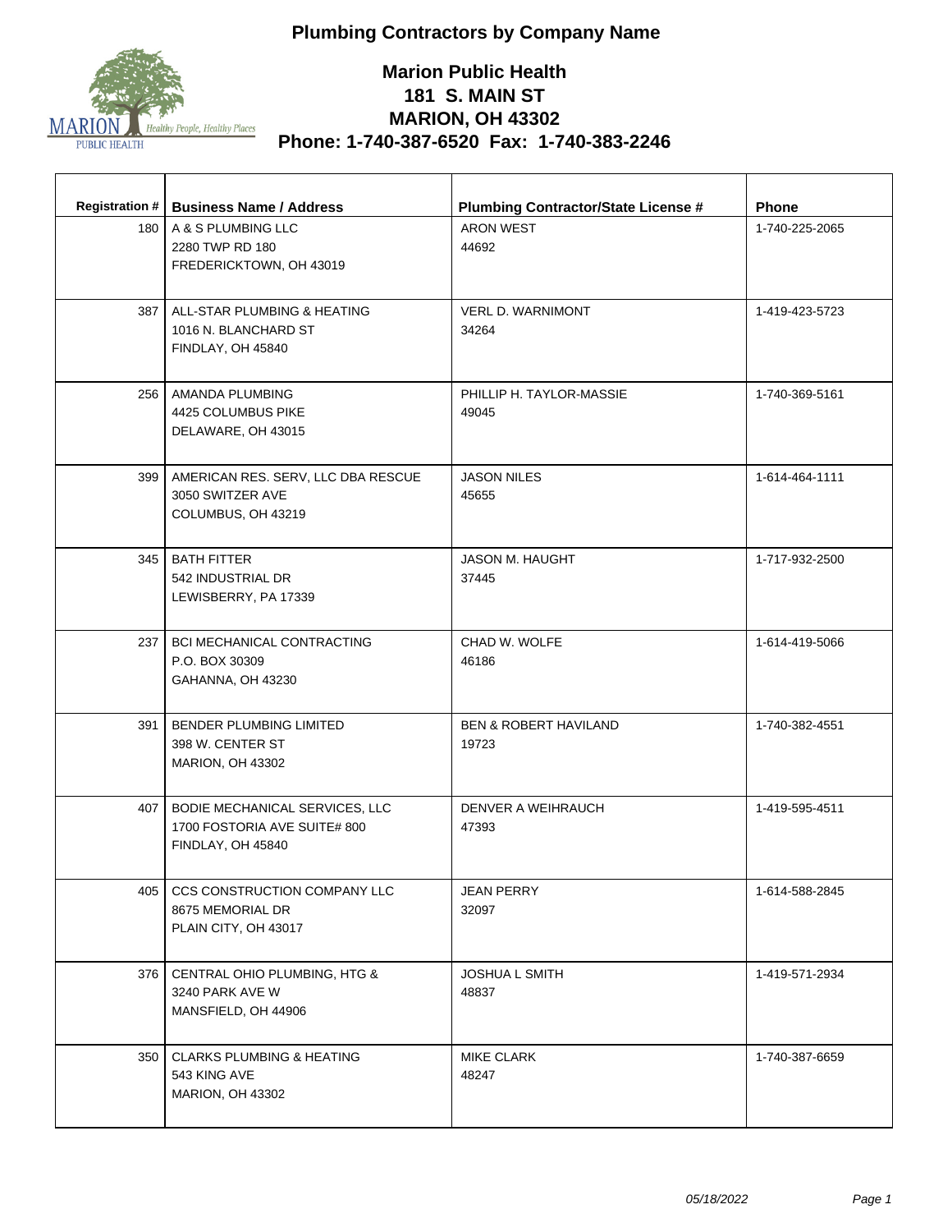# Plumbing Contractors by Company Name

## Marion Public Health
## 181 S. MAIN ST
## MARION, OH 43302
## Phone: 1-740-387-6520 Fax: 1-740-383-2246

| Registration # | Business Name / Address | Plumbing Contractor/State License # | Phone |
|---|---|---|---|
| 180 | A & S PLUMBING LLC<br>2280 TWP RD 180<br>FREDERICKTOWN, OH 43019 | ARON WEST<br>44692 | 1-740-225-2065 |
| 387 | ALL-STAR PLUMBING & HEATING<br>1016 N. BLANCHARD ST<br>FINDLAY, OH 45840 | VERL D. WARNIMONT<br>34264 | 1-419-423-5723 |
| 256 | AMANDA PLUMBING<br>4425 COLUMBUS PIKE<br>DELAWARE, OH 43015 | PHILLIP H. TAYLOR-MASSIE<br>49045 | 1-740-369-5161 |
| 399 | AMERICAN RES. SERV, LLC DBA RESCUE<br>3050 SWITZER AVE<br>COLUMBUS, OH 43219 | JASON NILES<br>45655 | 1-614-464-1111 |
| 345 | BATH FITTER<br>542 INDUSTRIAL DR<br>LEWISBERRY, PA 17339 | JASON M. HAUGHT<br>37445 | 1-717-932-2500 |
| 237 | BCI MECHANICAL CONTRACTING<br>P.O. BOX 30309<br>GAHANNA, OH 43230 | CHAD W. WOLFE<br>46186 | 1-614-419-5066 |
| 391 | BENDER PLUMBING LIMITED<br>398 W. CENTER ST<br>MARION, OH 43302 | BEN & ROBERT HAVILAND<br>19723 | 1-740-382-4551 |
| 407 | BODIE MECHANICAL SERVICES, LLC<br>1700 FOSTORIA AVE SUITE# 800<br>FINDLAY, OH 45840 | DENVER A WEIHRAUCH<br>47393 | 1-419-595-4511 |
| 405 | CCS CONSTRUCTION COMPANY LLC<br>8675 MEMORIAL DR<br>PLAIN CITY, OH 43017 | JEAN PERRY<br>32097 | 1-614-588-2845 |
| 376 | CENTRAL OHIO PLUMBING, HTG &<br>3240 PARK AVE W<br>MANSFIELD, OH 44906 | JOSHUA L SMITH<br>48837 | 1-419-571-2934 |
| 350 | CLARKS PLUMBING & HEATING<br>543 KING AVE<br>MARION, OH 43302 | MIKE CLARK<br>48247 | 1-740-387-6659 |

*05/18/2022*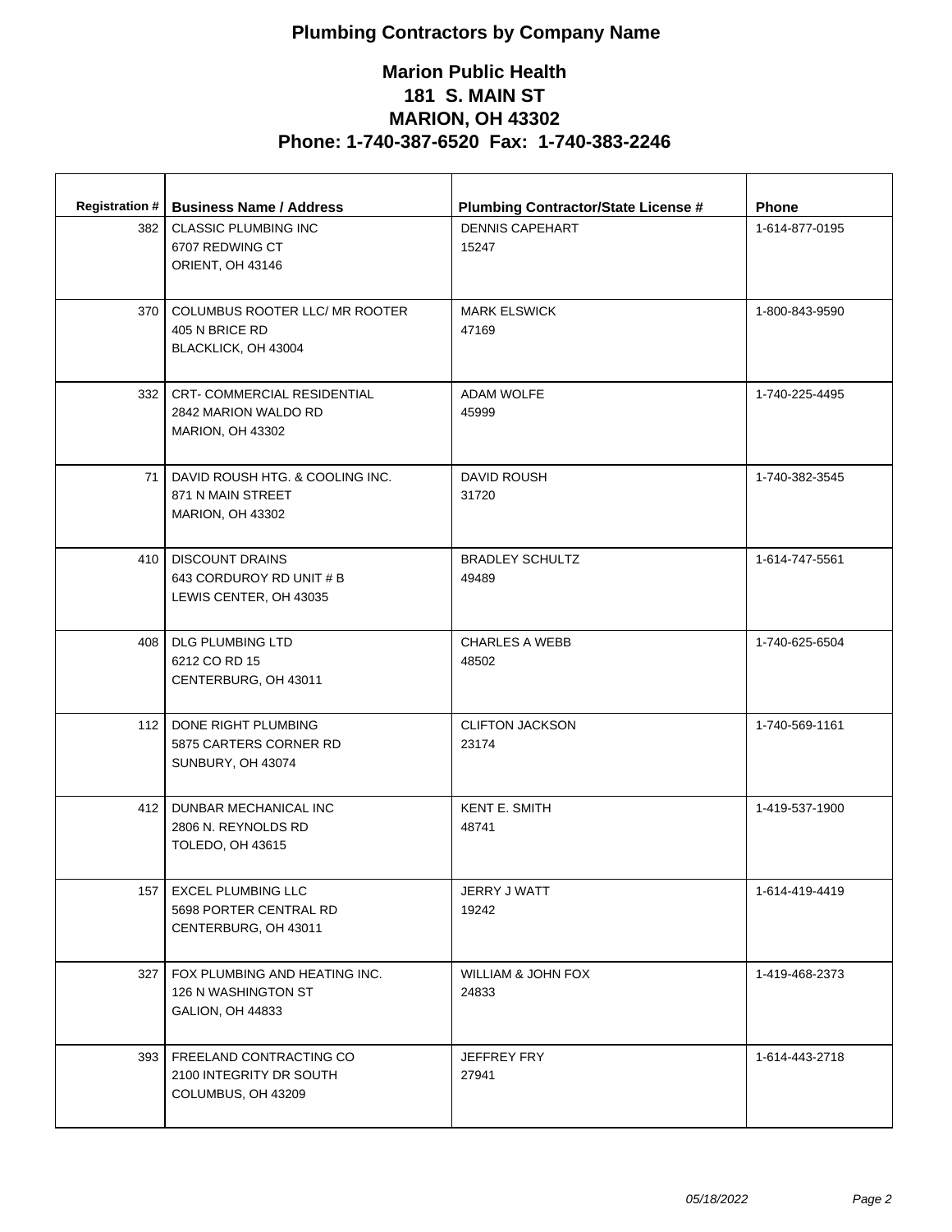# Plumbing Contractors by Company Name

## Marion Public Health
## 181 S. MAIN ST
## MARION, OH 43302
## Phone: 1-740-387-6520 Fax: 1-740-383-2246

| Registration # | Business Name / Address | Plumbing Contractor/State License # | Phone |
|---|---|---|---|
| 382 | CLASSIC PLUMBING INC<br>6707 REDWING CT<br>ORIENT, OH 43146 | DENNIS CAPEHART<br>15247 | 1-614-877-0195 |
| 370 | COLUMBUS ROOTER LLC/ MR ROOTER<br>405 N BRICE RD<br>BLACKLICK, OH 43004 | MARK ELSWICK<br>47169 | 1-800-843-9590 |
| 332 | CRT- COMMERCIAL RESIDENTIAL<br>2842 MARION WALDO RD<br>MARION, OH 43302 | ADAM WOLFE<br>45999 | 1-740-225-4495 |
| 71 | DAVID ROUSH HTG. & COOLING INC.<br>871 N MAIN STREET<br>MARION, OH 43302 | DAVID ROUSH<br>31720 | 1-740-382-3545 |
| 410 | DISCOUNT DRAINS<br>643 CORDUROY RD UNIT # B<br>LEWIS CENTER, OH 43035 | BRADLEY SCHULTZ<br>49489 | 1-614-747-5561 |
| 408 | DLG PLUMBING LTD<br>6212 CO RD 15<br>CENTERBURG, OH 43011 | CHARLES A WEBB<br>48502 | 1-740-625-6504 |
| 112 | DONE RIGHT PLUMBING<br>5875 CARTERS CORNER RD<br>SUNBURY, OH 43074 | CLIFTON JACKSON<br>23174 | 1-740-569-1161 |
| 412 | DUNBAR MECHANICAL INC<br>2806 N. REYNOLDS RD<br>TOLEDO, OH 43615 | KENT E. SMITH<br>48741 | 1-419-537-1900 |
| 157 | EXCEL PLUMBING LLC<br>5698 PORTER CENTRAL RD<br>CENTERBURG, OH 43011 | JERRY J WATT<br>19242 | 1-614-419-4419 |
| 327 | FOX PLUMBING AND HEATING INC.<br>126 N WASHINGTON ST<br>GALION, OH 44833 | WILLIAM & JOHN FOX<br>24833 | 1-419-468-2373 |
| 393 | FREELAND CONTRACTING CO<br>2100 INTEGRITY DR SOUTH<br>COLUMBUS, OH 43209 | JEFFREY FRY<br>27941 | 1-614-443-2718 |

*05/18/2022*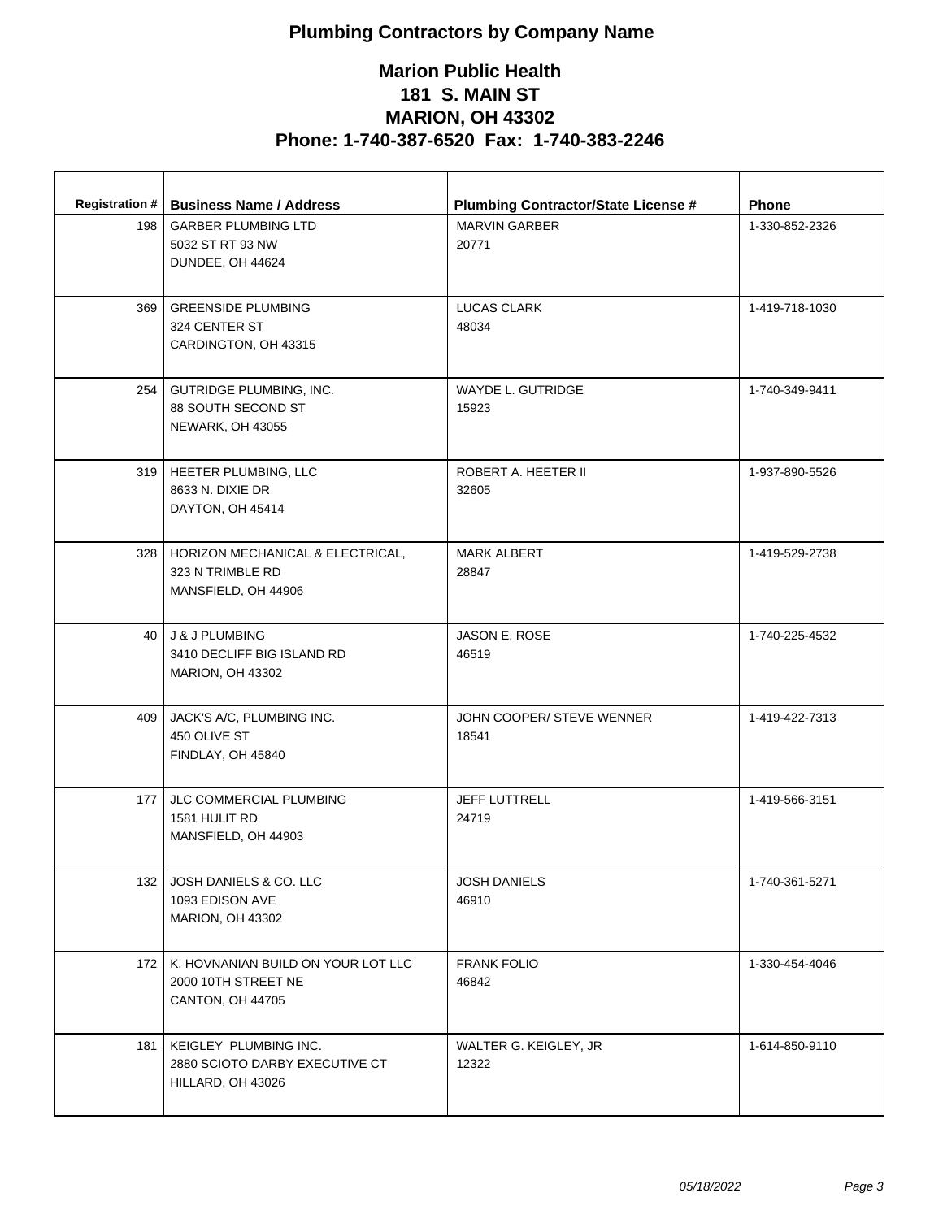# Plumbing Contractors by Company Name

## Marion Public Health
## 181 S. MAIN ST
## MARION, OH 43302
## Phone: 1-740-387-6520 Fax: 1-740-383-2246

| Registration # | Business Name / Address | Plumbing Contractor/State License # | Phone |
|---|---|---|---|
| 198 | GARBER PLUMBING LTD<br>5032 ST RT 93 NW<br>DUNDEE, OH 44624 | MARVIN GARBER<br>20771 | 1-330-852-2326 |
| 369 | GREENSIDE PLUMBING<br>324 CENTER ST<br>CARDINGTON, OH 43315 | LUCAS CLARK<br>48034 | 1-419-718-1030 |
| 254 | GUTRIDGE PLUMBING, INC.<br>88 SOUTH SECOND ST<br>NEWARK, OH 43055 | WAYDE L. GUTRIDGE<br>15923 | 1-740-349-9411 |
| 319 | HEETER PLUMBING, LLC<br>8633 N. DIXIE DR<br>DAYTON, OH 45414 | ROBERT A. HEETER II<br>32605 | 1-937-890-5526 |
| 328 | HORIZON MECHANICAL & ELECTRICAL,<br>323 N TRIMBLE RD<br>MANSFIELD, OH 44906 | MARK ALBERT<br>28847 | 1-419-529-2738 |
| 40 | J & J PLUMBING<br>3410 DECLIFF BIG ISLAND RD<br>MARION, OH 43302 | JASON E. ROSE<br>46519 | 1-740-225-4532 |
| 409 | JACK'S A/C, PLUMBING INC.<br>450 OLIVE ST<br>FINDLAY, OH 45840 | JOHN COOPER/ STEVE WENNER<br>18541 | 1-419-422-7313 |
| 177 | JLC COMMERCIAL PLUMBING<br>1581 HULIT RD<br>MANSFIELD, OH 44903 | JEFF LUTTRELL<br>24719 | 1-419-566-3151 |
| 132 | JOSH DANIELS & CO. LLC<br>1093 EDISON AVE<br>MARION, OH 43302 | JOSH DANIELS<br>46910 | 1-740-361-5271 |
| 172 | K. HOVNANIAN BUILD ON YOUR LOT LLC<br>2000 10TH STREET NE<br>CANTON, OH 44705 | FRANK FOLIO<br>46842 | 1-330-454-4046 |
| 181 | KEIGLEY PLUMBING INC.<br>2880 SCIOTO DARBY EXECUTIVE CT<br>HILLARD, OH 43026 | WALTER G. KEIGLEY, JR<br>12322 | 1-614-850-9110 |

*05/18/2022*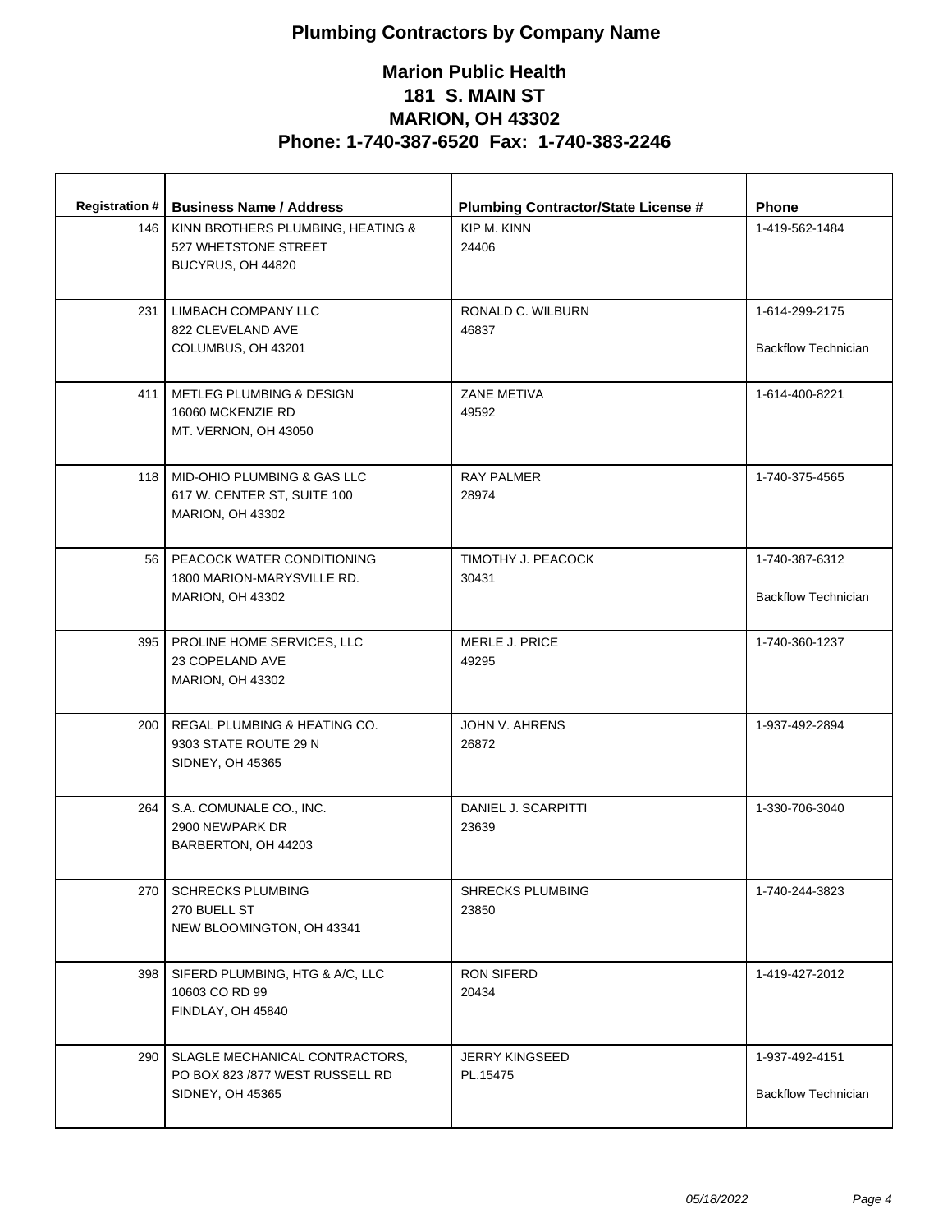# Plumbing Contractors by Company Name

## Marion Public Health
## 181 S. MAIN ST
## MARION, OH 43302
## Phone: 1-740-387-6520 Fax: 1-740-383-2246

| Registration # | Business Name / Address | Plumbing Contractor/State License # | Phone |
|---|---|---|---|
| 146 | KINN BROTHERS PLUMBING, HEATING &<br>527 WHETSTONE STREET<br>BUCYRUS, OH 44820 | KIP M. KINN<br>24406 | 1-419-562-1484 |
| 231 | LIMBACH COMPANY LLC<br>822 CLEVELAND AVE<br>COLUMBUS, OH 43201 | RONALD C. WILBURN<br>46837 | 1-614-299-2175<br>Backflow Technician |
| 411 | METLEG PLUMBING & DESIGN<br>16060 MCKENZIE RD<br>MT. VERNON, OH 43050 | ZANE METIVA<br>49592 | 1-614-400-8221 |
| 118 | MID-OHIO PLUMBING & GAS LLC<br>617 W. CENTER ST, SUITE 100<br>MARION, OH 43302 | RAY PALMER<br>28974 | 1-740-375-4565 |
| 56 | PEACOCK WATER CONDITIONING<br>1800 MARION-MARYSVILLE RD.<br>MARION, OH 43302 | TIMOTHY J. PEACOCK<br>30431 | 1-740-387-6312<br>Backflow Technician |
| 395 | PROLINE HOME SERVICES, LLC<br>23 COPELAND AVE<br>MARION, OH 43302 | MERLE J. PRICE<br>49295 | 1-740-360-1237 |
| 200 | REGAL PLUMBING & HEATING CO.<br>9303 STATE ROUTE 29 N<br>SIDNEY, OH 45365 | JOHN V. AHRENS<br>26872 | 1-937-492-2894 |
| 264 | S.A. COMUNALE CO., INC.<br>2900 NEWPARK DR<br>BARBERTON, OH 44203 | DANIEL J. SCARPITTI<br>23639 | 1-330-706-3040 |
| 270 | SCHRECKS PLUMBING<br>270 BUELL ST<br>NEW BLOOMINGTON, OH 43341 | SHRECKS PLUMBING<br>23850 | 1-740-244-3823 |
| 398 | SIFERD PLUMBING, HTG & A/C, LLC<br>10603 CO RD 99<br>FINDLAY, OH 45840 | RON SIFERD<br>20434 | 1-419-427-2012 |
| 290 | SLAGLE MECHANICAL CONTRACTORS,<br>PO BOX 823 /877 WEST RUSSELL RD<br>SIDNEY, OH 45365 | JERRY KINGSEED<br>PL.15475 | 1-937-492-4151<br>Backflow Technician |

*05/18/2022*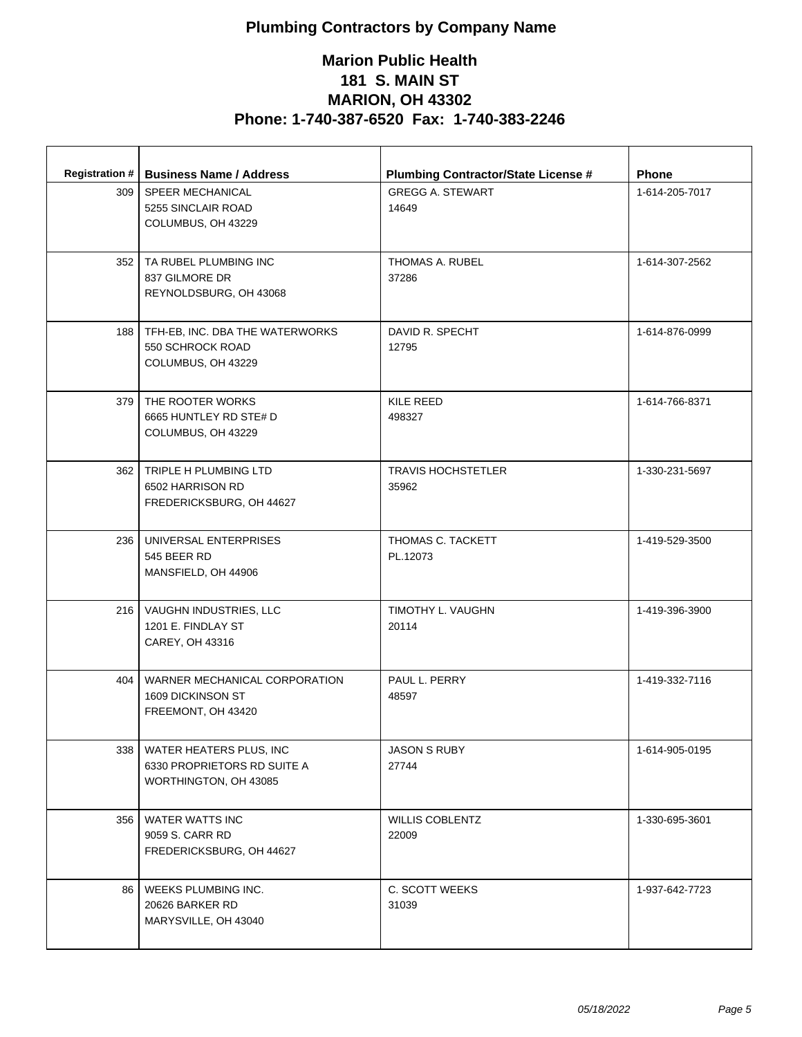# Plumbing Contractors by Company Name

## Marion Public Health
## 181 S. MAIN ST
## MARION, OH 43302
## Phone: 1-740-387-6520 Fax: 1-740-383-2246

| Registration # | Business Name / Address | Plumbing Contractor/State License # | Phone |
|---|---|---|---|
| 309 | SPEER MECHANICAL<br>5255 SINCLAIR ROAD<br>COLUMBUS, OH 43229 | GREGG A. STEWART<br>14649 | 1-614-205-7017 |
| 352 | TA RUBEL PLUMBING INC<br>837 GILMORE DR<br>REYNOLDSBURG, OH 43068 | THOMAS A. RUBEL<br>37286 | 1-614-307-2562 |
| 188 | TFH-EB, INC. DBA THE WATERWORKS<br>550 SCHROCK ROAD<br>COLUMBUS, OH 43229 | DAVID R. SPECHT<br>12795 | 1-614-876-0999 |
| 379 | THE ROOTER WORKS<br>6665 HUNTLEY RD STE# D<br>COLUMBUS, OH 43229 | KILE REED<br>498327 | 1-614-766-8371 |
| 362 | TRIPLE H PLUMBING LTD<br>6502 HARRISON RD<br>FREDERICKSBURG, OH 44627 | TRAVIS HOCHSTETLER<br>35962 | 1-330-231-5697 |
| 236 | UNIVERSAL ENTERPRISES<br>545 BEER RD<br>MANSFIELD, OH 44906 | THOMAS C. TACKETT<br>PL.12073 | 1-419-529-3500 |
| 216 | VAUGHN INDUSTRIES, LLC<br>1201 E. FINDLAY ST<br>CAREY, OH 43316 | TIMOTHY L. VAUGHN<br>20114 | 1-419-396-3900 |
| 404 | WARNER MECHANICAL CORPORATION<br>1609 DICKINSON ST<br>FREEMONT, OH 43420 | PAUL L. PERRY<br>48597 | 1-419-332-7116 |
| 338 | WATER HEATERS PLUS, INC<br>6330 PROPRIETORS RD SUITE A<br>WORTHINGTON, OH 43085 | JASON S RUBY<br>27744 | 1-614-905-0195 |
| 356 | WATER WATTS INC<br>9059 S. CARR RD<br>FREDERICKSBURG, OH 44627 | WILLIS COBLENTZ<br>22009 | 1-330-695-3601 |
| 86 | WEEKS PLUMBING INC.<br>20626 BARKER RD<br>MARYSVILLE, OH 43040 | C. SCOTT WEEKS<br>31039 | 1-937-642-7723 |

*05/18/2022*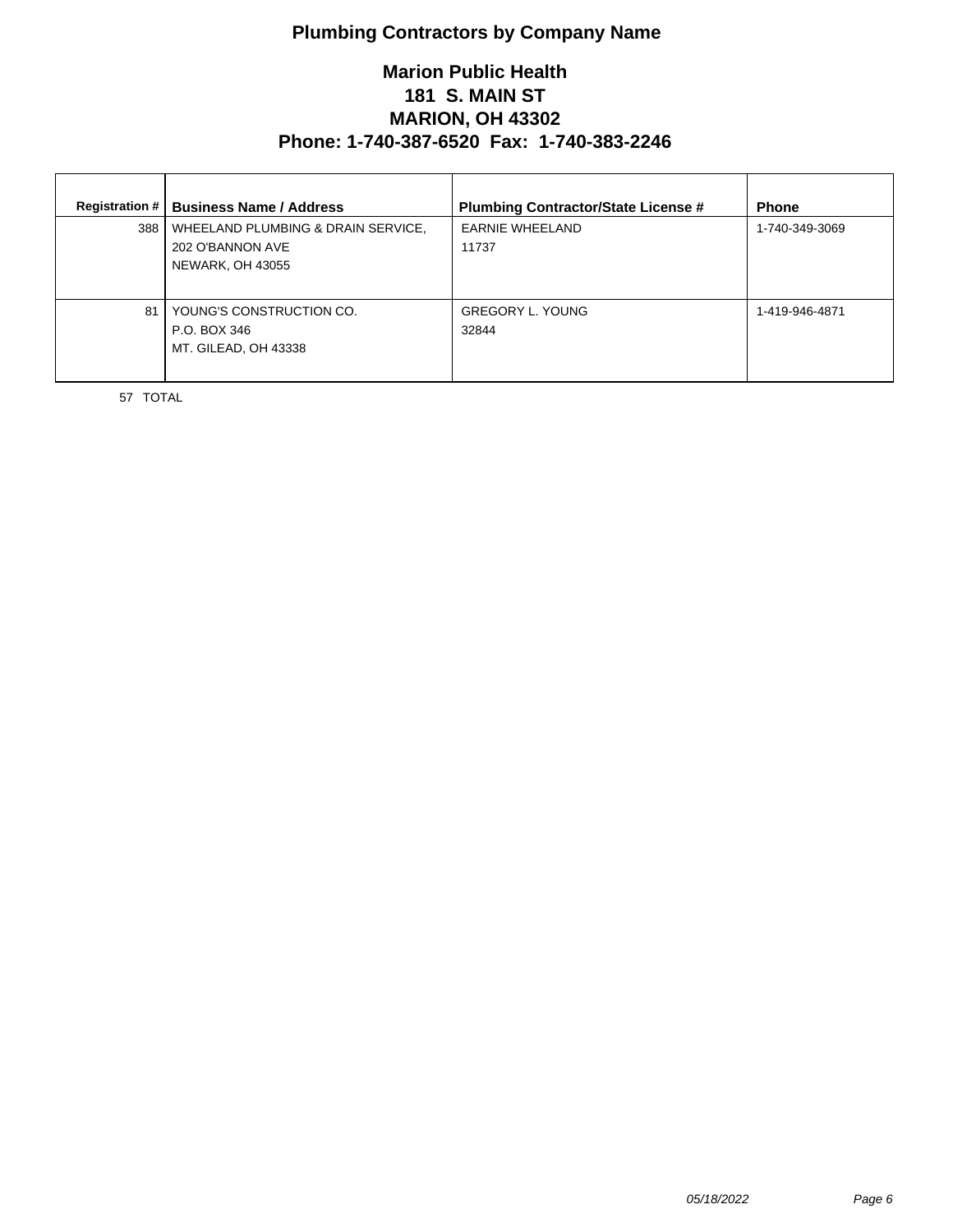# Plumbing Contractors by Company Name

## Marion Public Health
## 181 S. MAIN ST
## MARION, OH 43302
## Phone: 1-740-387-6520 Fax: 1-740-383-2246

| Registration # | Business Name / Address | Plumbing Contractor/State License # | Phone |
|---|---|---|---|
| 388 | WHEELAND PLUMBING & DRAIN SERVICE,<br>202 O'BANNON AVE<br>NEWARK, OH 43055 | EARNIE WHEELAND<br>11737 | 1-740-349-3069 |
| 81 | YOUNG'S CONSTRUCTION CO.<br>P.O. BOX 346<br>MT. GILEAD, OH 43338 | GREGORY L. YOUNG<br>32844 | 1-419-946-4871 |

57 TOTAL

*05/18/2022*